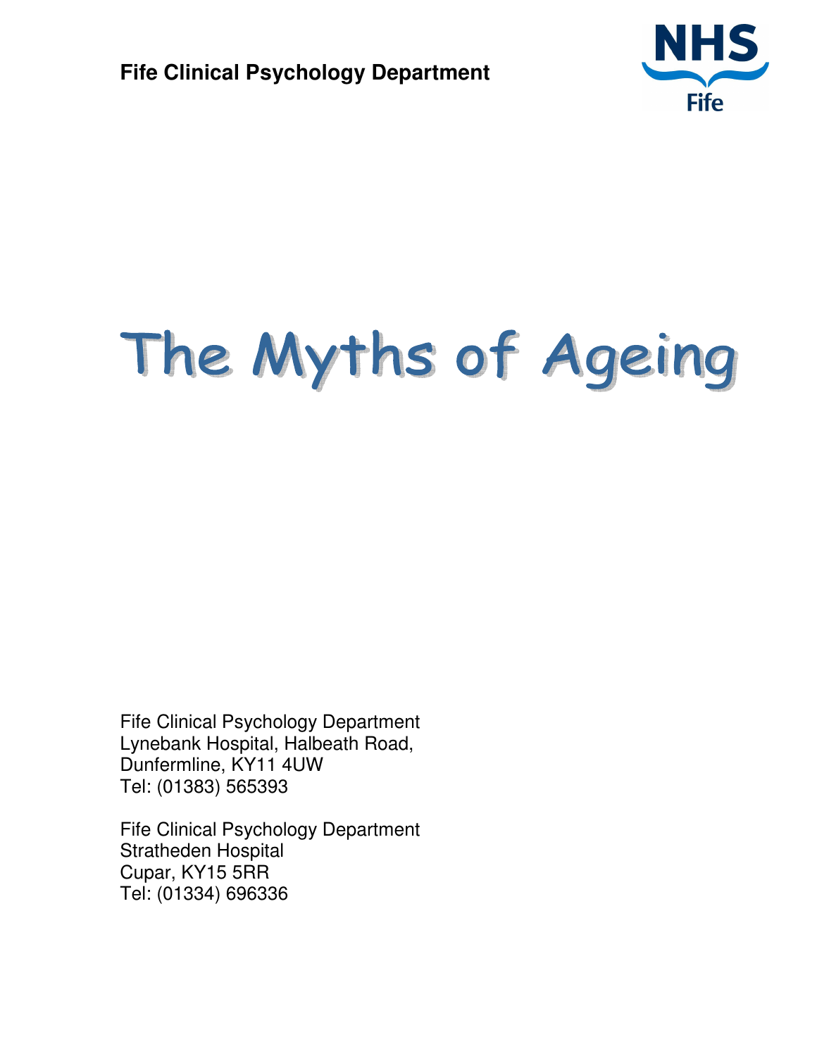**Fife Clinical Psychology Department**

NHS Fife

# The Myths of Ageing

Fife Clinical Psychology Department
Lynebank Hospital, Halbeath Road,
Dunfermline, KY11 4UW
Tel: (01383) 565393

Fife Clinical Psychology Department
Stratheden Hospital
Cupar, KY15 5RR
Tel: (01334) 696336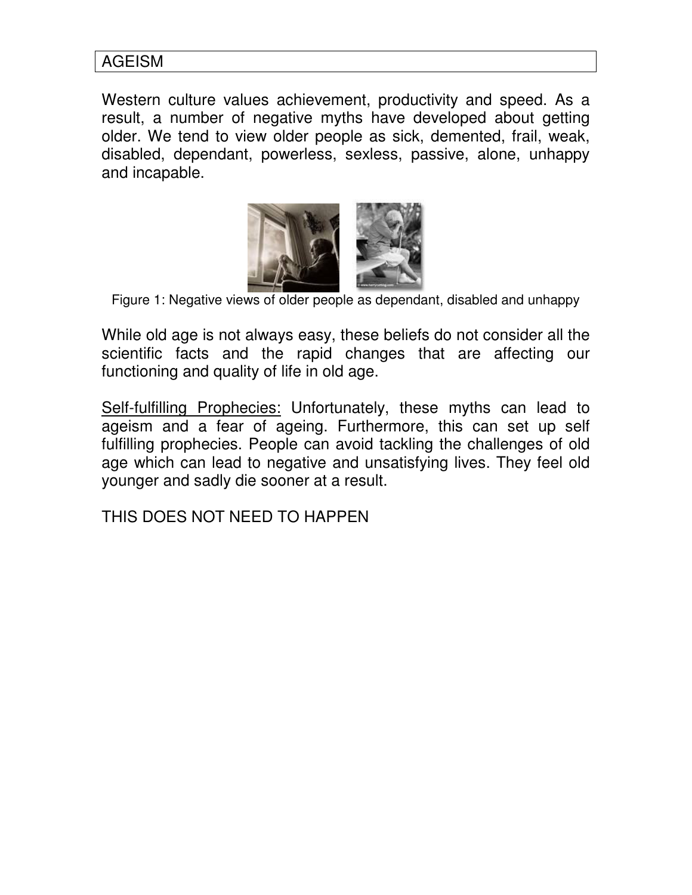# AGEISM

Western culture values achievement, productivity and speed. As a result, a number of negative myths have developed about getting older. We tend to view older people as sick, demented, frail, weak, disabled, dependant, powerless, sexless, passive, alone, unhappy and incapable.

Figure 1: Negative views of older people as dependant, disabled and unhappy

While old age is not always easy, these beliefs do not consider all the scientific facts and the rapid changes that are affecting our functioning and quality of life in old age.

Self-fulfilling Prophecies: Unfortunately, these myths can lead to ageism and a fear of ageing. Furthermore, this can set up self fulfilling prophecies. People can avoid tackling the challenges of old age which can lead to negative and unsatisfying lives. They feel old younger and sadly die sooner at a result.

THIS DOES NOT NEED TO HAPPEN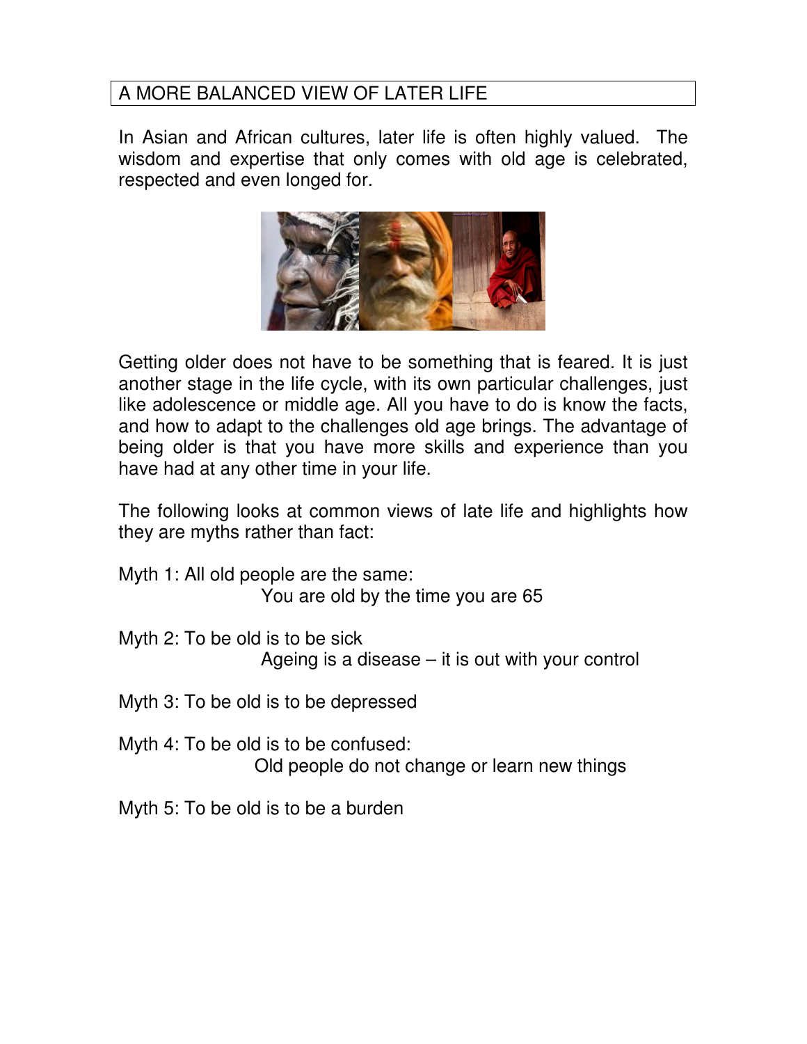## A MORE BALANCED VIEW OF LATER LIFE

In Asian and African cultures, later life is often highly valued. The wisdom and expertise that only comes with old age is celebrated, respected and even longed for.

Getting older does not have to be something that is feared. It is just another stage in the life cycle, with its own particular challenges, just like adolescence or middle age. All you have to do is know the facts, and how to adapt to the challenges old age brings. The advantage of being older is that you have more skills and experience than you have had at any other time in your life.

The following looks at common views of late life and highlights how they are myths rather than fact:

Myth 1: All old people are the same:
You are old by the time you are 65

Myth 2: To be old is to be sick
Ageing is a disease – it is out with your control

Myth 3: To be old is to be depressed

Myth 4: To be old is to be confused:
Old people do not change or learn new things

Myth 5: To be old is to be a burden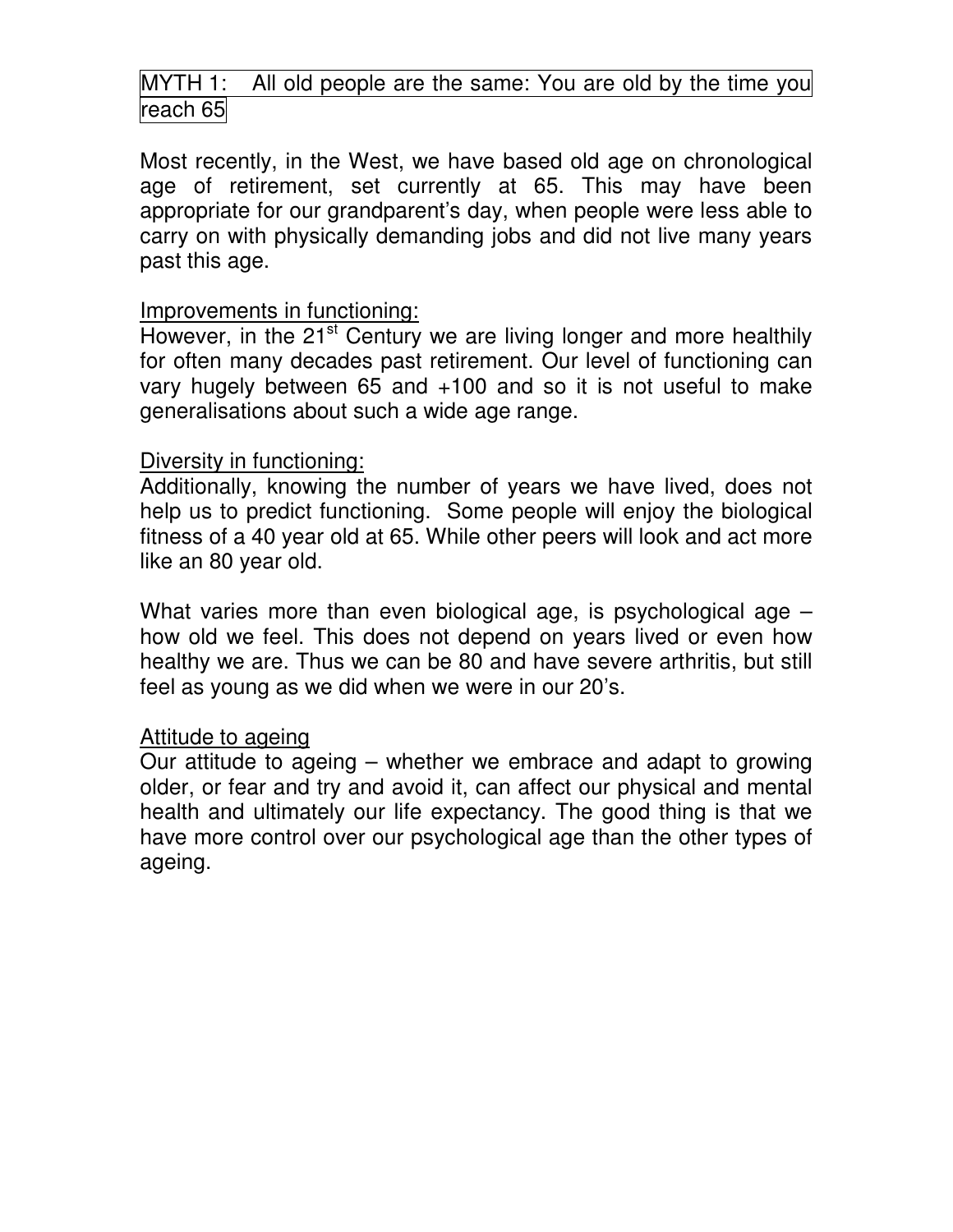## MYTH 1: All old people are the same: You are old by the time you reach 65

Most recently, in the West, we have based old age on chronological age of retirement, set currently at 65. This may have been appropriate for our grandparent's day, when people were less able to carry on with physically demanding jobs and did not live many years past this age.

### Improvements in functioning:

However, in the 21st Century we are living longer and more healthily for often many decades past retirement. Our level of functioning can vary hugely between 65 and +100 and so it is not useful to make generalisations about such a wide age range.

### Diversity in functioning:

Additionally, knowing the number of years we have lived, does not help us to predict functioning. Some people will enjoy the biological fitness of a 40 year old at 65. While other peers will look and act more like an 80 year old.

What varies more than even biological age, is psychological age – how old we feel. This does not depend on years lived or even how healthy we are. Thus we can be 80 and have severe arthritis, but still feel as young as we did when we were in our 20's.

### Attitude to ageing

Our attitude to ageing – whether we embrace and adapt to growing older, or fear and try and avoid it, can affect our physical and mental health and ultimately our life expectancy. The good thing is that we have more control over our psychological age than the other types of ageing.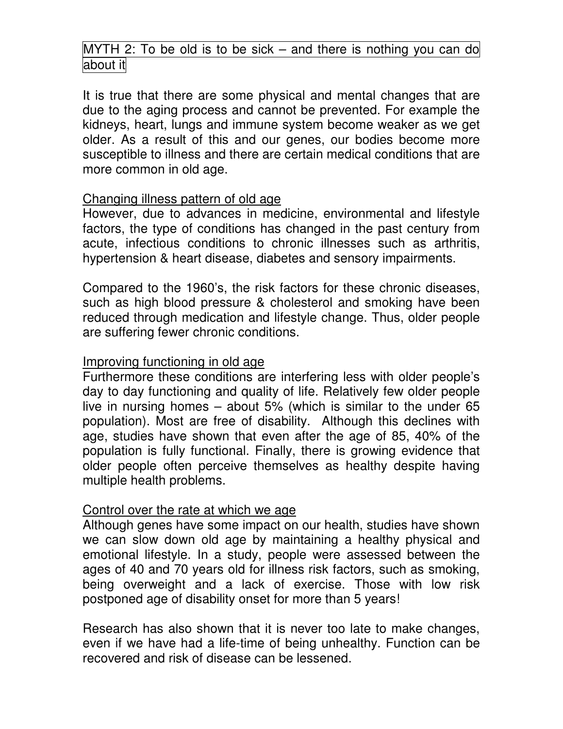## MYTH 2: To be old is to be sick – and there is nothing you can do about it

It is true that there are some physical and mental changes that are due to the aging process and cannot be prevented. For example the kidneys, heart, lungs and immune system become weaker as we get older. As a result of this and our genes, our bodies become more susceptible to illness and there are certain medical conditions that are more common in old age.

### Changing illness pattern of old age

However, due to advances in medicine, environmental and lifestyle factors, the type of conditions has changed in the past century from acute, infectious conditions to chronic illnesses such as arthritis, hypertension & heart disease, diabetes and sensory impairments.

Compared to the 1960's, the risk factors for these chronic diseases, such as high blood pressure & cholesterol and smoking have been reduced through medication and lifestyle change. Thus, older people are suffering fewer chronic conditions.

### Improving functioning in old age

Furthermore these conditions are interfering less with older people's day to day functioning and quality of life. Relatively few older people live in nursing homes – about 5% (which is similar to the under 65 population). Most are free of disability. Although this declines with age, studies have shown that even after the age of 85, 40% of the population is fully functional. Finally, there is growing evidence that older people often perceive themselves as healthy despite having multiple health problems.

### Control over the rate at which we age

Although genes have some impact on our health, studies have shown we can slow down old age by maintaining a healthy physical and emotional lifestyle. In a study, people were assessed between the ages of 40 and 70 years old for illness risk factors, such as smoking, being overweight and a lack of exercise. Those with low risk postponed age of disability onset for more than 5 years!

Research has also shown that it is never too late to make changes, even if we have had a life-time of being unhealthy. Function can be recovered and risk of disease can be lessened.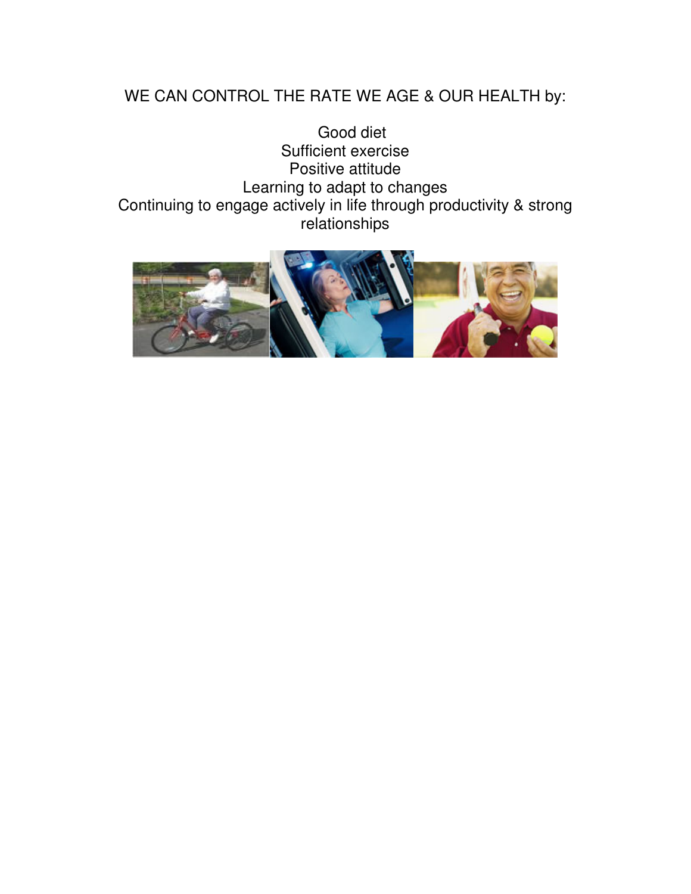WE CAN CONTROL THE RATE WE AGE & OUR HEALTH by:

Good diet
Sufficient exercise
Positive attitude
Learning to adapt to changes
Continuing to engage actively in life through productivity & strong relationships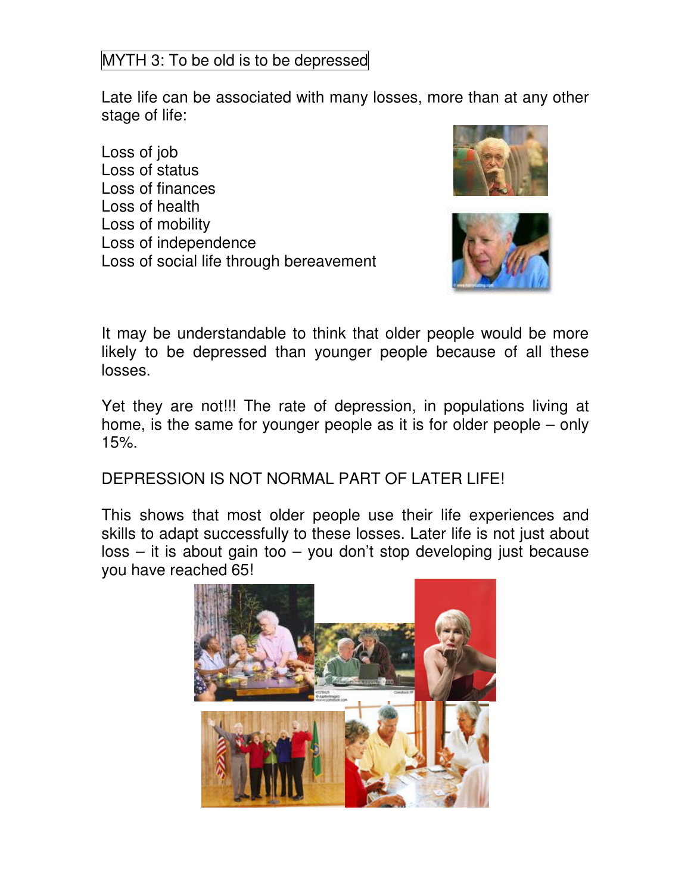## MYTH 3: To be old is to be depressed

Late life can be associated with many losses, more than at any other stage of life:

Loss of job
Loss of status
Loss of finances
Loss of health
Loss of mobility
Loss of independence
Loss of social life through bereavement

It may be understandable to think that older people would be more likely to be depressed than younger people because of all these losses.

Yet they are not!!! The rate of depression, in populations living at home, is the same for younger people as it is for older people – only 15%.

DEPRESSION IS NOT NORMAL PART OF LATER LIFE!

This shows that most older people use their life experiences and skills to adapt successfully to these losses. Later life is not just about loss – it is about gain too – you don't stop developing just because you have reached 65!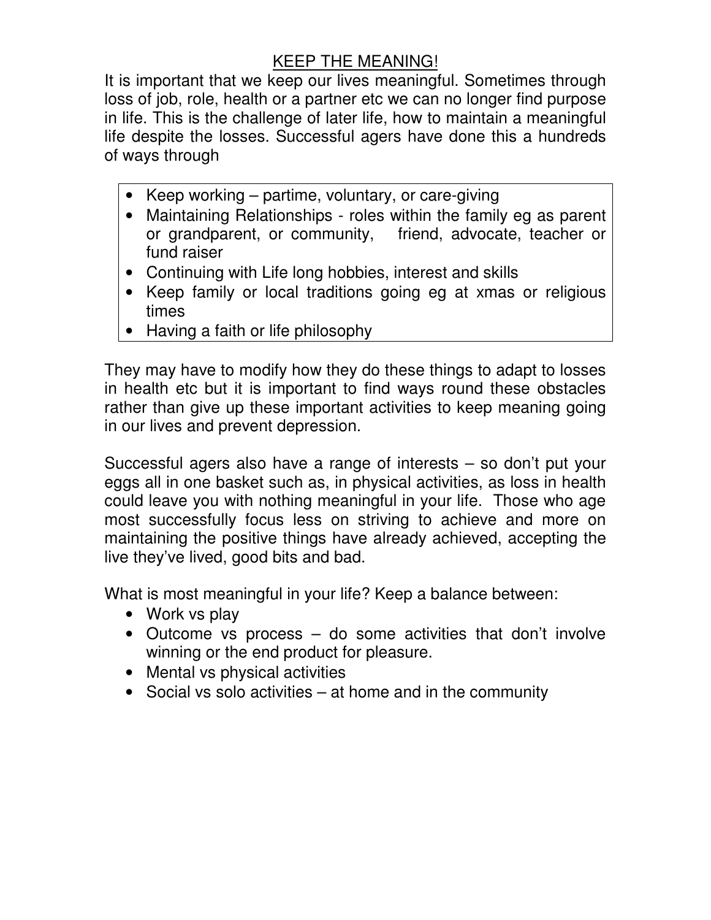## KEEP THE MEANING!

It is important that we keep our lives meaningful. Sometimes through loss of job, role, health or a partner etc we can no longer find purpose in life. This is the challenge of later life, how to maintain a meaningful life despite the losses. Successful agers have done this a hundreds of ways through

- Keep working – partime, voluntary, or care-giving
- Maintaining Relationships - roles within the family eg as parent or grandparent, or community, friend, advocate, teacher or fund raiser
- Continuing with Life long hobbies, interest and skills
- Keep family or local traditions going eg at xmas or religious times
- Having a faith or life philosophy

They may have to modify how they do these things to adapt to losses in health etc but it is important to find ways round these obstacles rather than give up these important activities to keep meaning going in our lives and prevent depression.

Successful agers also have a range of interests – so don't put your eggs all in one basket such as, in physical activities, as loss in health could leave you with nothing meaningful in your life. Those who age most successfully focus less on striving to achieve and more on maintaining the positive things have already achieved, accepting the live they've lived, good bits and bad.

What is most meaningful in your life? Keep a balance between:

- Work vs play
- Outcome vs process – do some activities that don't involve winning or the end product for pleasure.
- Mental vs physical activities
- Social vs solo activities – at home and in the community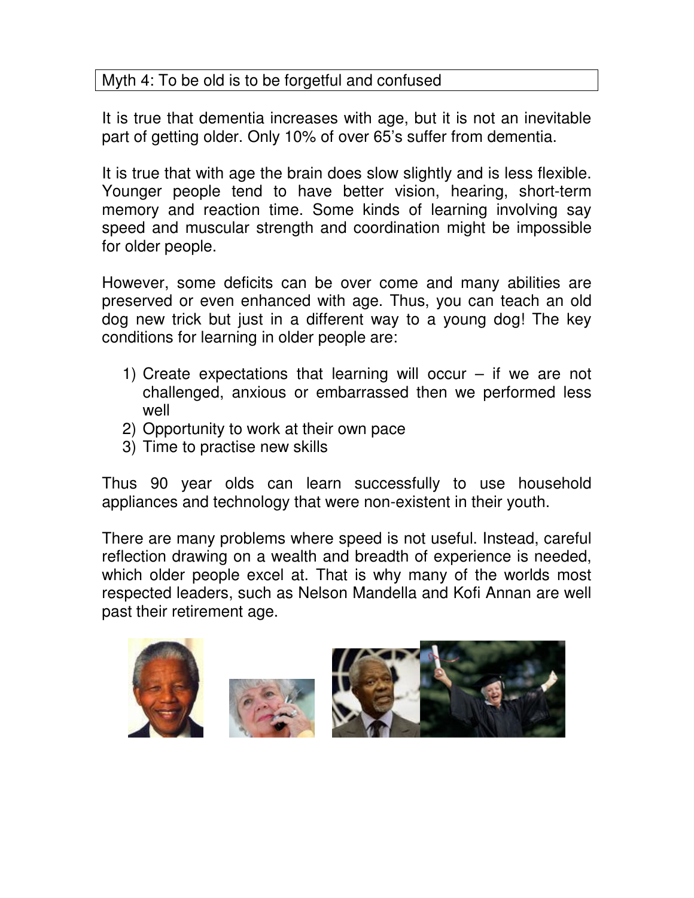Myth 4: To be old is to be forgetful and confused

It is true that dementia increases with age, but it is not an inevitable part of getting older. Only 10% of over 65's suffer from dementia.

It is true that with age the brain does slow slightly and is less flexible. Younger people tend to have better vision, hearing, short-term memory and reaction time. Some kinds of learning involving say speed and muscular strength and coordination might be impossible for older people.

However, some deficits can be over come and many abilities are preserved or even enhanced with age. Thus, you can teach an old dog new trick but just in a different way to a young dog! The key conditions for learning in older people are:

1) Create expectations that learning will occur – if we are not challenged, anxious or embarrassed then we performed less well
2) Opportunity to work at their own pace
3) Time to practise new skills

Thus 90 year olds can learn successfully to use household appliances and technology that were non-existent in their youth.

There are many problems where speed is not useful. Instead, careful reflection drawing on a wealth and breadth of experience is needed, which older people excel at. That is why many of the worlds most respected leaders, such as Nelson Mandella and Kofi Annan are well past their retirement age.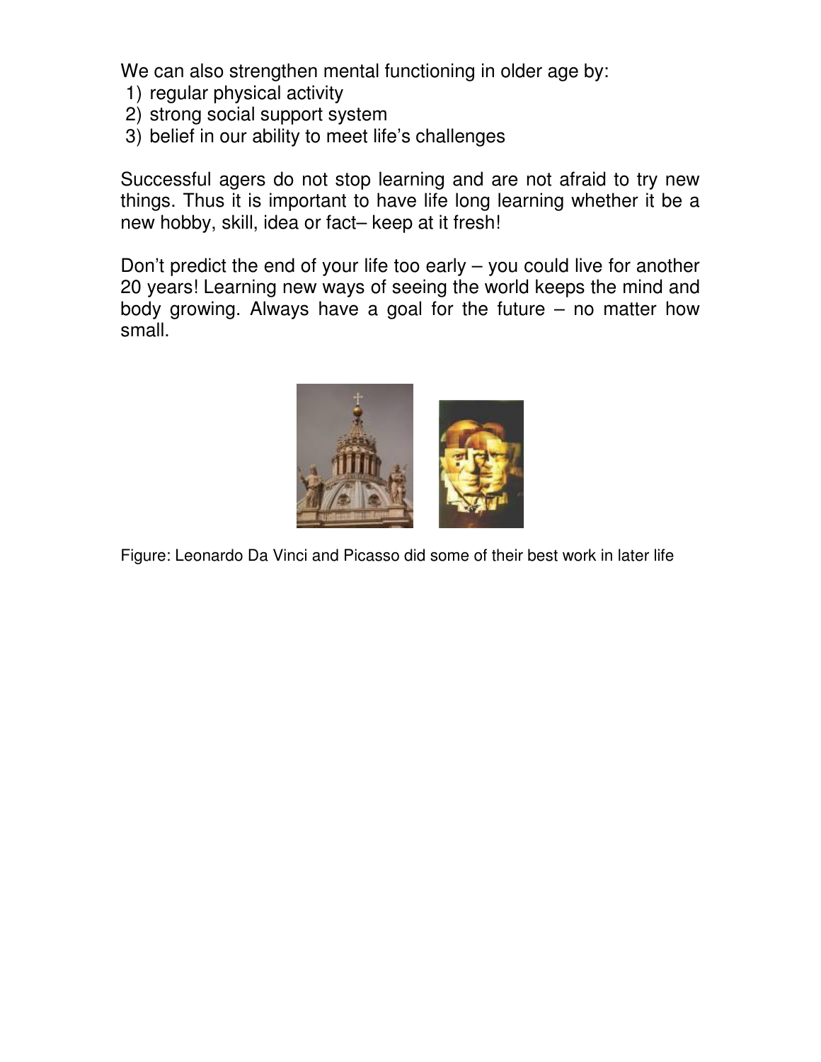We can also strengthen mental functioning in older age by:

1) regular physical activity
2) strong social support system
3) belief in our ability to meet life's challenges

Successful agers do not stop learning and are not afraid to try new things. Thus it is important to have life long learning whether it be a new hobby, skill, idea or fact– keep at it fresh!

Don't predict the end of your life too early – you could live for another 20 years! Learning new ways of seeing the world keeps the mind and body growing. Always have a goal for the future – no matter how small.

Figure: Leonardo Da Vinci and Picasso did some of their best work in later life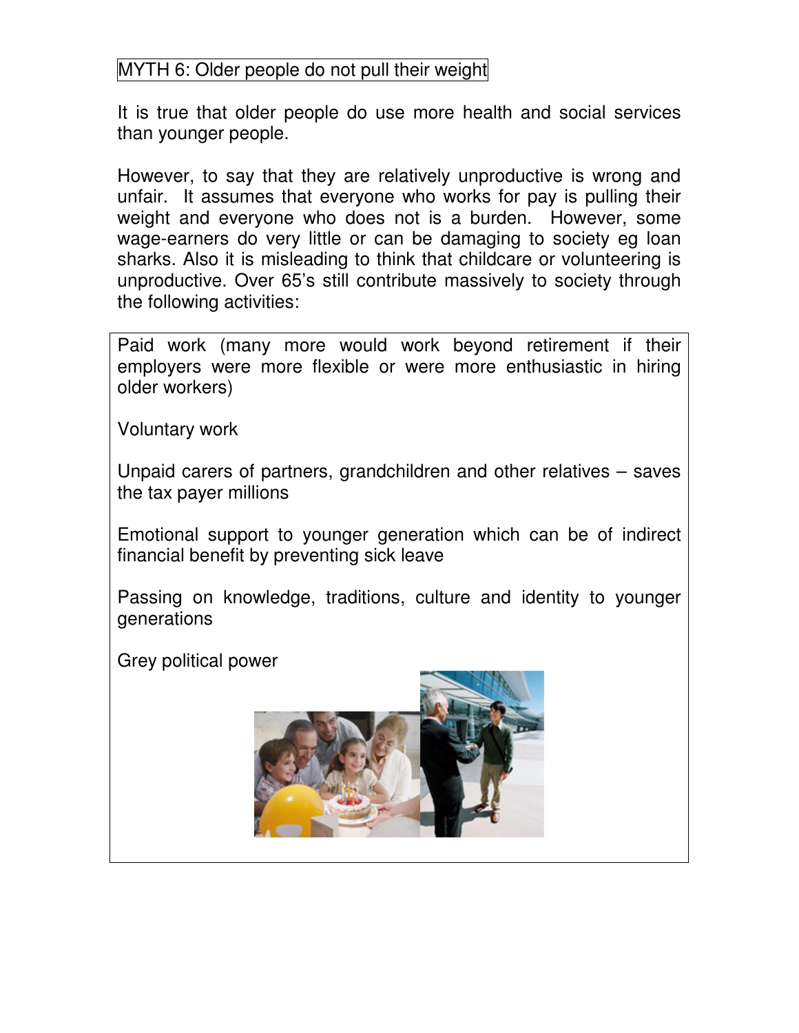## MYTH 6: Older people do not pull their weight

It is true that older people do use more health and social services than younger people.

However, to say that they are relatively unproductive is wrong and unfair. It assumes that everyone who works for pay is pulling their weight and everyone who does not is a burden. However, some wage-earners do very little or can be damaging to society eg loan sharks. Also it is misleading to think that childcare or volunteering is unproductive. Over 65's still contribute massively to society through the following activities:

Paid work (many more would work beyond retirement if their employers were more flexible or were more enthusiastic in hiring older workers)

Voluntary work

Unpaid carers of partners, grandchildren and other relatives – saves the tax payer millions

Emotional support to younger generation which can be of indirect financial benefit by preventing sick leave

Passing on knowledge, traditions, culture and identity to younger generations

Grey political power